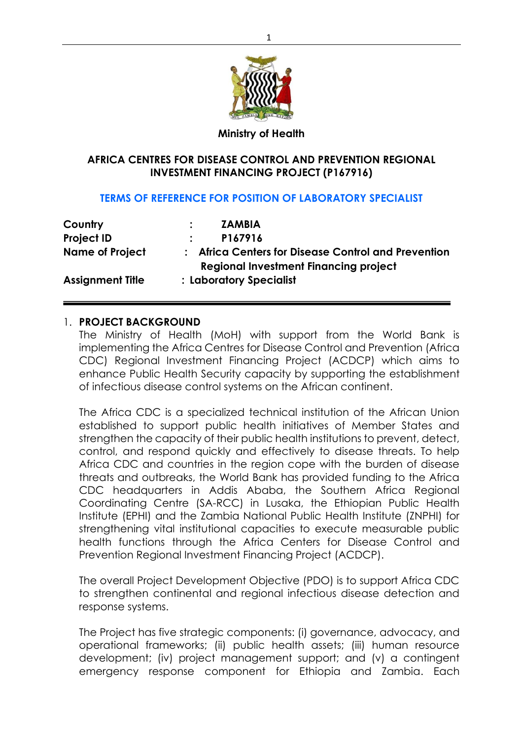**Ministry of Health**

**AFRICA CENTRES FOR DISEASE CONTROL AND PREVENTION REGIONAL INVESTMENT FINANCING PROJECT (P167916)**

**TERMS OF REFERENCE FOR POSITION OF LABORATORY SPECIALIST**

| | | |
|---|---|---|
| **Country** | : | **ZAMBIA** |
| **Project ID** | : | **P167916** |
| **Name of Project** | : | **Africa Centers for Disease Control and Prevention Regional Investment Financing project** |
| **Assignment Title** | : | **Laboratory Specialist** |

## 1. PROJECT BACKGROUND

The Ministry of Health (MoH) with support from the World Bank is implementing the Africa Centres for Disease Control and Prevention (Africa CDC) Regional Investment Financing Project (ACDCP) which aims to enhance Public Health Security capacity by supporting the establishment of infectious disease control systems on the African continent.

The Africa CDC is a specialized technical institution of the African Union established to support public health initiatives of Member States and strengthen the capacity of their public health institutions to prevent, detect, control, and respond quickly and effectively to disease threats. To help Africa CDC and countries in the region cope with the burden of disease threats and outbreaks, the World Bank has provided funding to the Africa CDC headquarters in Addis Ababa, the Southern Africa Regional Coordinating Centre (SA-RCC) in Lusaka, the Ethiopian Public Health Institute (EPHI) and the Zambia National Public Health Institute (ZNPHI) for strengthening vital institutional capacities to execute measurable public health functions through the Africa Centers for Disease Control and Prevention Regional Investment Financing Project (ACDCP).

The overall Project Development Objective (PDO) is to support Africa CDC to strengthen continental and regional infectious disease detection and response systems.

The Project has five strategic components: (i) governance, advocacy, and operational frameworks; (ii) public health assets; (iii) human resource development; (iv) project management support; and (v) a contingent emergency response component for Ethiopia and Zambia. Each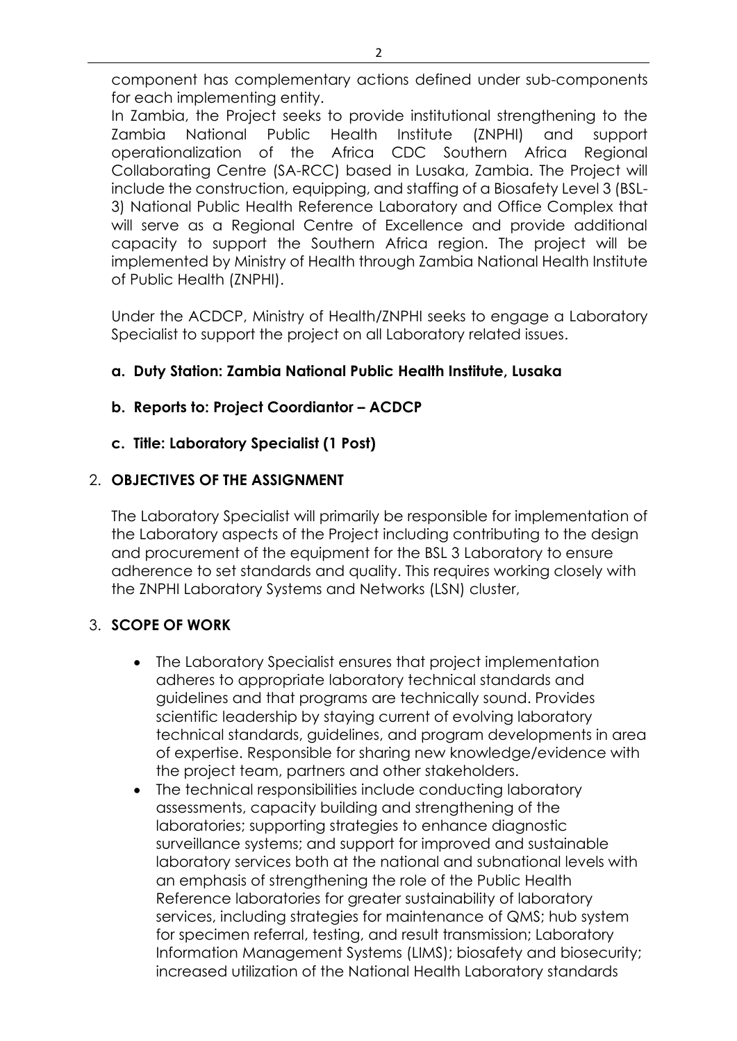component has complementary actions defined under sub-components for each implementing entity.

In Zambia, the Project seeks to provide institutional strengthening to the Zambia National Public Health Institute (ZNPHI) and support operationalization of the Africa CDC Southern Africa Regional Collaborating Centre (SA-RCC) based in Lusaka, Zambia. The Project will include the construction, equipping, and staffing of a Biosafety Level 3 (BSL-3) National Public Health Reference Laboratory and Office Complex that will serve as a Regional Centre of Excellence and provide additional capacity to support the Southern Africa region. The project will be implemented by Ministry of Health through Zambia National Health Institute of Public Health (ZNPHI).

Under the ACDCP, Ministry of Health/ZNPHI seeks to engage a Laboratory Specialist to support the project on all Laboratory related issues.

**a. Duty Station: Zambia National Public Health Institute, Lusaka**

**b. Reports to: Project Coordiantor – ACDCP**

**c. Title: Laboratory Specialist (1 Post)**

## 2. OBJECTIVES OF THE ASSIGNMENT

The Laboratory Specialist will primarily be responsible for implementation of the Laboratory aspects of the Project including contributing to the design and procurement of the equipment for the BSL 3 Laboratory to ensure adherence to set standards and quality. This requires working closely with the ZNPHI Laboratory Systems and Networks (LSN) cluster,

## 3. SCOPE OF WORK

- The Laboratory Specialist ensures that project implementation adheres to appropriate laboratory technical standards and guidelines and that programs are technically sound. Provides scientific leadership by staying current of evolving laboratory technical standards, guidelines, and program developments in area of expertise. Responsible for sharing new knowledge/evidence with the project team, partners and other stakeholders.
- The technical responsibilities include conducting laboratory assessments, capacity building and strengthening of the laboratories; supporting strategies to enhance diagnostic surveillance systems; and support for improved and sustainable laboratory services both at the national and subnational levels with an emphasis of strengthening the role of the Public Health Reference laboratories for greater sustainability of laboratory services, including strategies for maintenance of QMS; hub system for specimen referral, testing, and result transmission; Laboratory Information Management Systems (LIMS); biosafety and biosecurity; increased utilization of the National Health Laboratory standards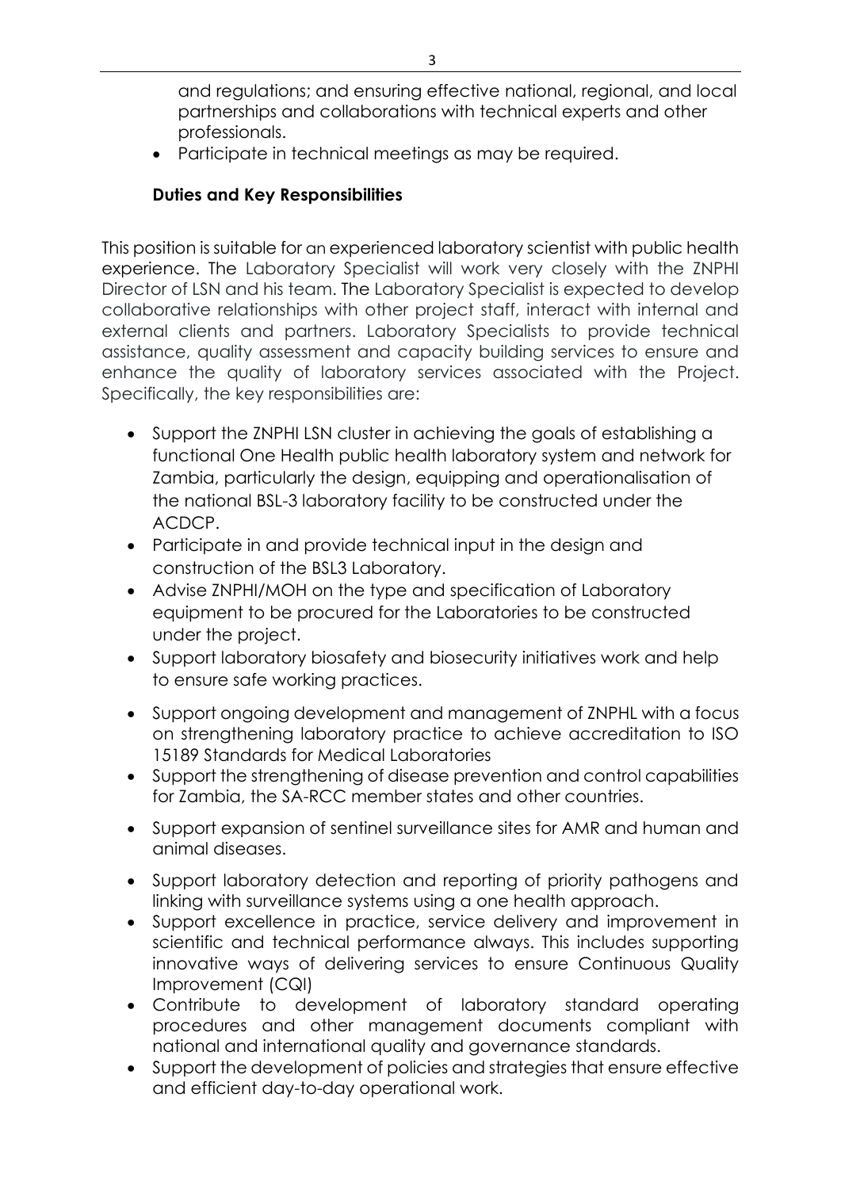and regulations; and ensuring effective national, regional, and local partnerships and collaborations with technical experts and other professionals.

- Participate in technical meetings as may be required.

### Duties and Key Responsibilities

This position is suitable for an experienced laboratory scientist with public health experience. The Laboratory Specialist will work very closely with the ZNPHI Director of LSN and his team. The Laboratory Specialist is expected to develop collaborative relationships with other project staff, interact with internal and external clients and partners. Laboratory Specialists to provide technical assistance, quality assessment and capacity building services to ensure and enhance the quality of laboratory services associated with the Project. Specifically, the key responsibilities are:

- Support the ZNPHI LSN cluster in achieving the goals of establishing a functional One Health public health laboratory system and network for Zambia, particularly the design, equipping and operationalisation of the national BSL-3 laboratory facility to be constructed under the ACDCP.
- Participate in and provide technical input in the design and construction of the BSL3 Laboratory.
- Advise ZNPHI/MOH on the type and specification of Laboratory equipment to be procured for the Laboratories to be constructed under the project.
- Support laboratory biosafety and biosecurity initiatives work and help to ensure safe working practices.
- Support ongoing development and management of ZNPHL with a focus on strengthening laboratory practice to achieve accreditation to ISO 15189 Standards for Medical Laboratories
- Support the strengthening of disease prevention and control capabilities for Zambia, the SA-RCC member states and other countries.
- Support expansion of sentinel surveillance sites for AMR and human and animal diseases.
- Support laboratory detection and reporting of priority pathogens and linking with surveillance systems using a one health approach.
- Support excellence in practice, service delivery and improvement in scientific and technical performance always. This includes supporting innovative ways of delivering services to ensure Continuous Quality Improvement (CQI)
- Contribute to development of laboratory standard operating procedures and other management documents compliant with national and international quality and governance standards.
- Support the development of policies and strategies that ensure effective and efficient day-to-day operational work.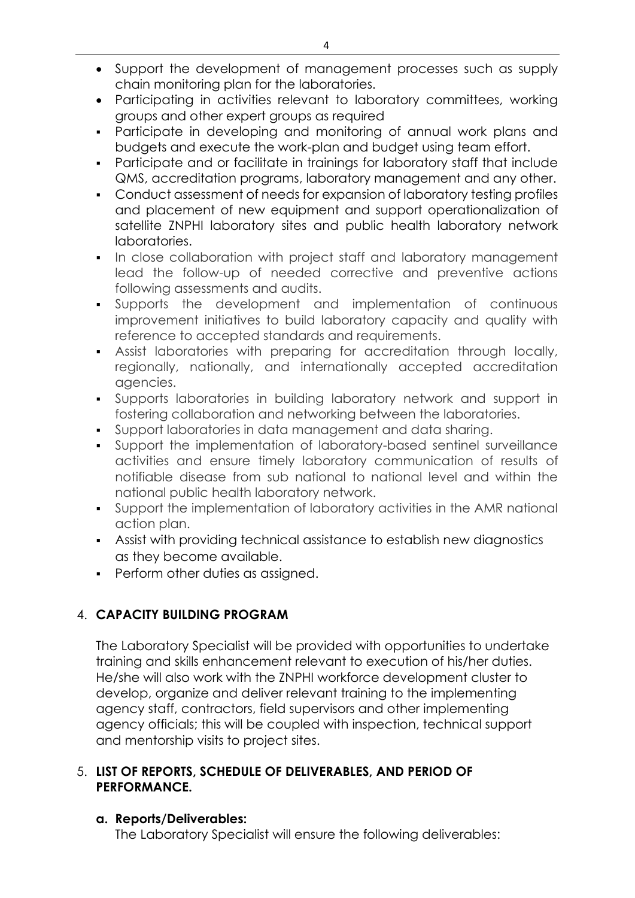- Support the development of management processes such as supply chain monitoring plan for the laboratories.
- Participating in activities relevant to laboratory committees, working groups and other expert groups as required
- Participate in developing and monitoring of annual work plans and budgets and execute the work-plan and budget using team effort.
- Participate and or facilitate in trainings for laboratory staff that include QMS, accreditation programs, laboratory management and any other.
- Conduct assessment of needs for expansion of laboratory testing profiles and placement of new equipment and support operationalization of satellite ZNPHI laboratory sites and public health laboratory network laboratories.
- In close collaboration with project staff and laboratory management lead the follow-up of needed corrective and preventive actions following assessments and audits.
- Supports the development and implementation of continuous improvement initiatives to build laboratory capacity and quality with reference to accepted standards and requirements.
- Assist laboratories with preparing for accreditation through locally, regionally, nationally, and internationally accepted accreditation agencies.
- Supports laboratories in building laboratory network and support in fostering collaboration and networking between the laboratories.
- Support laboratories in data management and data sharing.
- Support the implementation of laboratory-based sentinel surveillance activities and ensure timely laboratory communication of results of notifiable disease from sub national to national level and within the national public health laboratory network.
- Support the implementation of laboratory activities in the AMR national action plan.
- Assist with providing technical assistance to establish new diagnostics as they become available.
- Perform other duties as assigned.

## 4. CAPACITY BUILDING PROGRAM

The Laboratory Specialist will be provided with opportunities to undertake training and skills enhancement relevant to execution of his/her duties. He/she will also work with the ZNPHI workforce development cluster to develop, organize and deliver relevant training to the implementing agency staff, contractors, field supervisors and other implementing agency officials; this will be coupled with inspection, technical support and mentorship visits to project sites.

## 5. LIST OF REPORTS, SCHEDULE OF DELIVERABLES, AND PERIOD OF PERFORMANCE.

### a. Reports/Deliverables:

The Laboratory Specialist will ensure the following deliverables: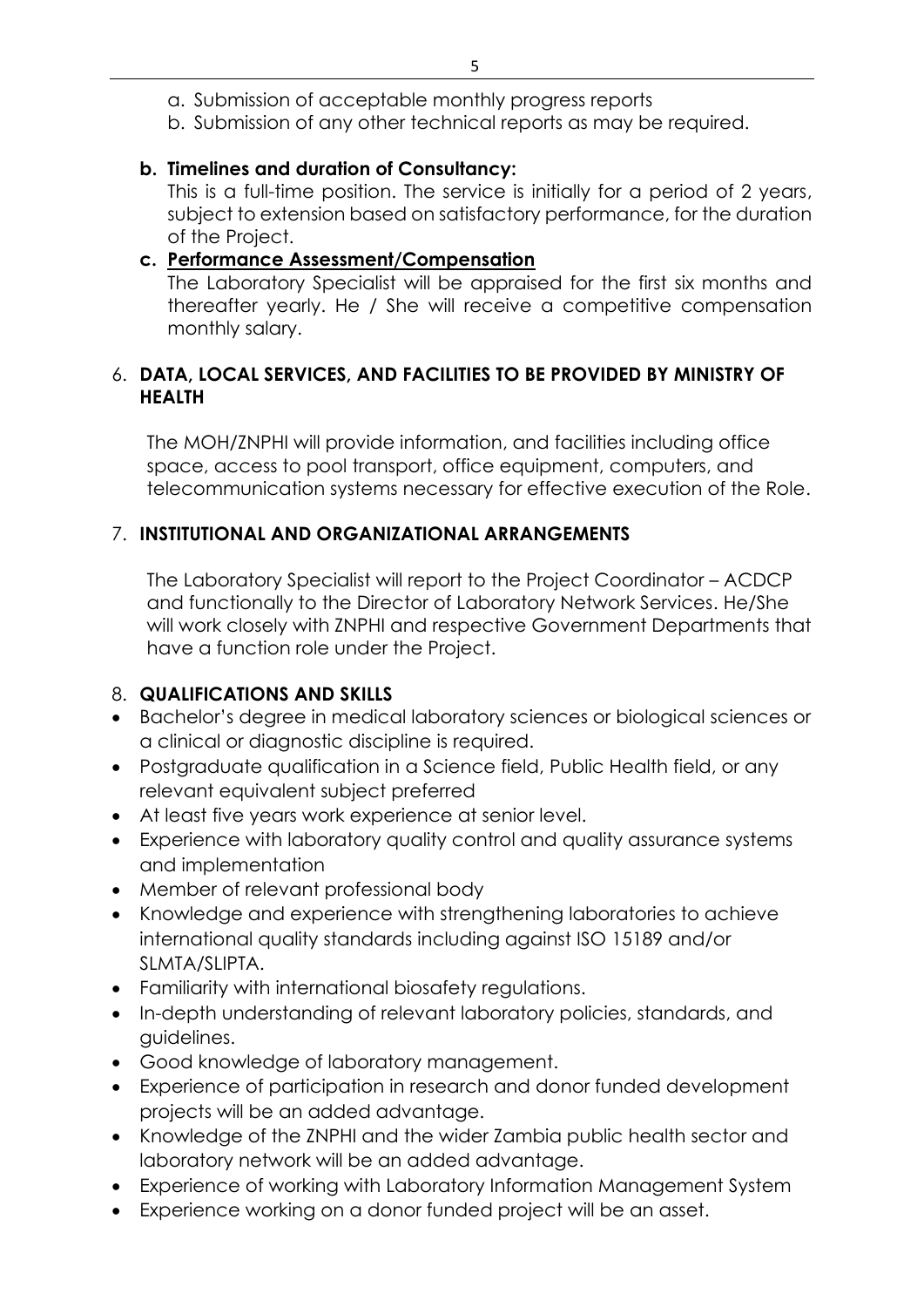a. Submission of acceptable monthly progress reports
b. Submission of any other technical reports as may be required.

**b. Timelines and duration of Consultancy:**

This is a full-time position. The service is initially for a period of 2 years, subject to extension based on satisfactory performance, for the duration of the Project.

**c. Performance Assessment/Compensation**

The Laboratory Specialist will be appraised for the first six months and thereafter yearly. He / She will receive a competitive compensation monthly salary.

## 6. DATA, LOCAL SERVICES, AND FACILITIES TO BE PROVIDED BY MINISTRY OF HEALTH

The MOH/ZNPHI will provide information, and facilities including office space, access to pool transport, office equipment, computers, and telecommunication systems necessary for effective execution of the Role.

## 7. INSTITUTIONAL AND ORGANIZATIONAL ARRANGEMENTS

The Laboratory Specialist will report to the Project Coordinator – ACDCP and functionally to the Director of Laboratory Network Services. He/She will work closely with ZNPHI and respective Government Departments that have a function role under the Project.

## 8. QUALIFICATIONS AND SKILLS

- Bachelor's degree in medical laboratory sciences or biological sciences or a clinical or diagnostic discipline is required.
- Postgraduate qualification in a Science field, Public Health field, or any relevant equivalent subject preferred
- At least five years work experience at senior level.
- Experience with laboratory quality control and quality assurance systems and implementation
- Member of relevant professional body
- Knowledge and experience with strengthening laboratories to achieve international quality standards including against ISO 15189 and/or SLMTA/SLIPTA.
- Familiarity with international biosafety regulations.
- In-depth understanding of relevant laboratory policies, standards, and guidelines.
- Good knowledge of laboratory management.
- Experience of participation in research and donor funded development projects will be an added advantage.
- Knowledge of the ZNPHI and the wider Zambia public health sector and laboratory network will be an added advantage.
- Experience of working with Laboratory Information Management System
- Experience working on a donor funded project will be an asset.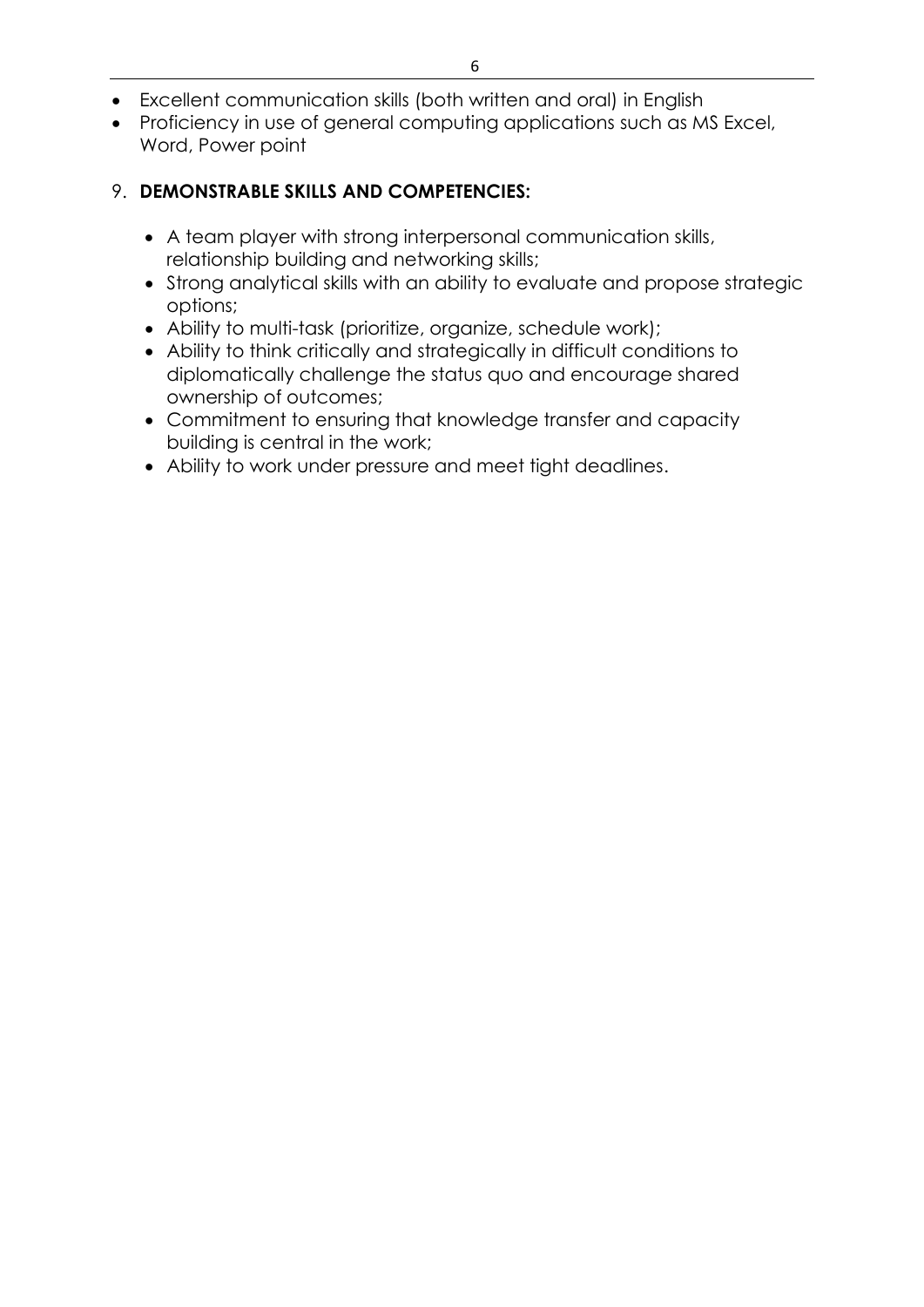- Excellent communication skills (both written and oral) in English
- Proficiency in use of general computing applications such as MS Excel, Word, Power point

9. **DEMONSTRABLE SKILLS AND COMPETENCIES:**

    - A team player with strong interpersonal communication skills, relationship building and networking skills;
    - Strong analytical skills with an ability to evaluate and propose strategic options;
    - Ability to multi-task (prioritize, organize, schedule work);
    - Ability to think critically and strategically in difficult conditions to diplomatically challenge the status quo and encourage shared ownership of outcomes;
    - Commitment to ensuring that knowledge transfer and capacity building is central in the work;
    - Ability to work under pressure and meet tight deadlines.